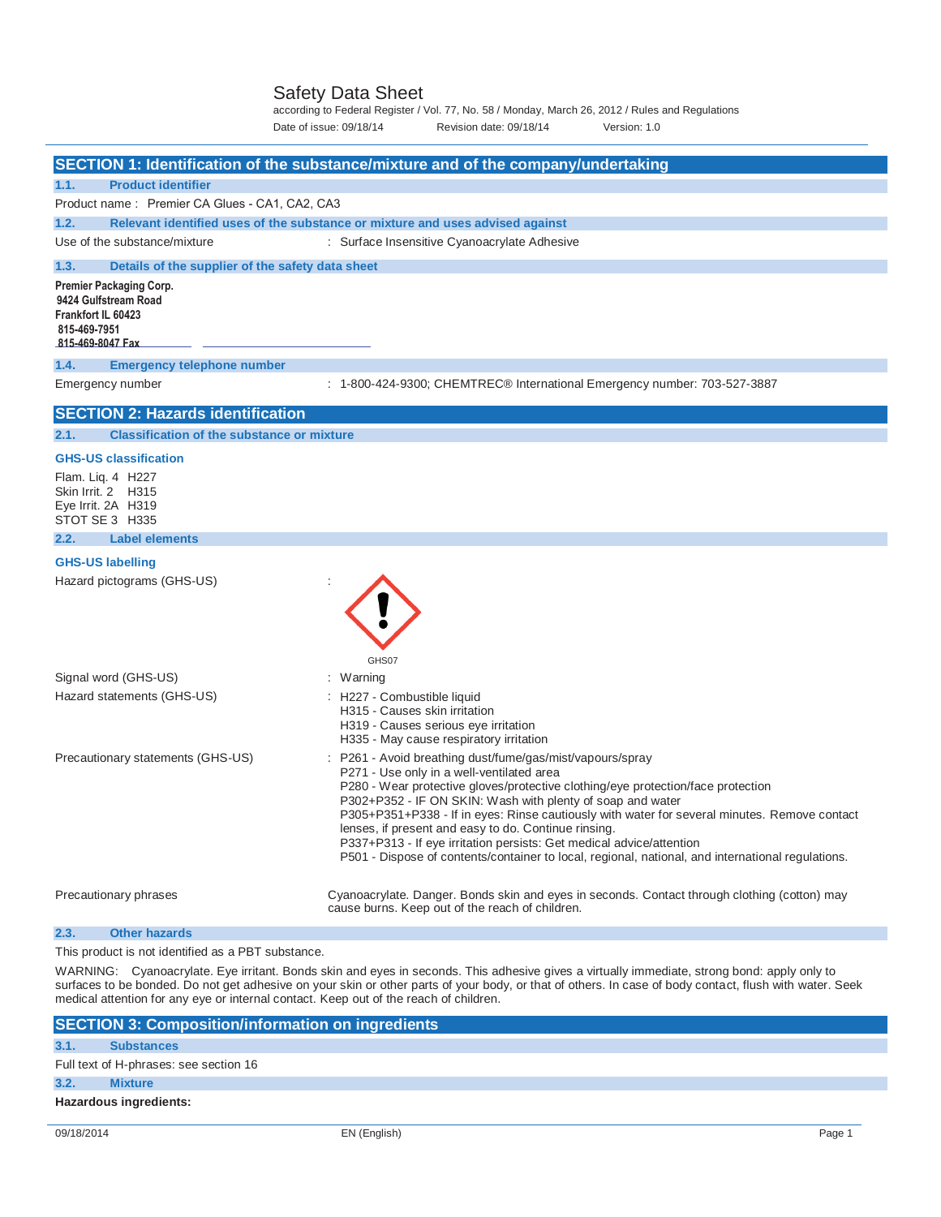# Safety Data Sheet

according to Federal Register / Vol. 77, No. 58 / Monday, March 26, 2012 / Rules and Regulations

Date of issue: 09/18/14 Revision date: 09/18/14 Version: 1.0

## SECTION 1: Identification of the substance/mixture and of the company/undertaking

### 1.1. Product identifier

Product name : Premier CA Glues - CA1, CA2, CA3

### 1.2. Relevant identified uses of the substance or mixture and uses advised against

Use of the substance/mixture : Surface Insensitive Cyanoacrylate Adhesive

### 1.3. Details of the supplier of the safety data sheet

**Premier Packaging Corp.**
**9424 Gulfstream Road**
**Frankfort IL 60423**
**815-469-7951**
**815-469-8047 Fax**

### 1.4. Emergency telephone number

Emergency number : 1-800-424-9300; CHEMTREC® International Emergency number: 703-527-3887

## SECTION 2: Hazards identification

### 2.1. Classification of the substance or mixture

**GHS-US classification**

Flam. Liq. 4 H227
Skin Irrit. 2 H315
Eye Irrit. 2A H319
STOT SE 3 H335

### 2.2. Label elements

**GHS-US labelling**

Hazard pictograms (GHS-US) :

GHS07

Signal word (GHS-US) : Warning

Hazard statements (GHS-US) :
H227 - Combustible liquid
H315 - Causes skin irritation
H319 - Causes serious eye irritation
H335 - May cause respiratory irritation

Precautionary statements (GHS-US) :
P261 - Avoid breathing dust/fume/gas/mist/vapours/spray
P271 - Use only in a well-ventilated area
P280 - Wear protective gloves/protective clothing/eye protection/face protection
P302+P352 - IF ON SKIN: Wash with plenty of soap and water
P305+P351+P338 - If in eyes: Rinse cautiously with water for several minutes. Remove contact lenses, if present and easy to do. Continue rinsing.
P337+P313 - If eye irritation persists: Get medical advice/attention
P501 - Dispose of contents/container to local, regional, national, and international regulations.

Precautionary phrases : Cyanoacrylate. Danger. Bonds skin and eyes in seconds. Contact through clothing (cotton) may cause burns. Keep out of the reach of children.

### 2.3. Other hazards

This product is not identified as a PBT substance.

WARNING: Cyanoacrylate. Eye irritant. Bonds skin and eyes in seconds. This adhesive gives a virtually immediate, strong bond: apply only to surfaces to be bonded. Do not get adhesive on your skin or other parts of your body, or that of others. In case of body contact, flush with water. Seek medical attention for any eye or internal contact. Keep out of the reach of children.

## SECTION 3: Composition/information on ingredients

### 3.1. Substances

Full text of H-phrases: see section 16

### 3.2. Mixture

**Hazardous ingredients:**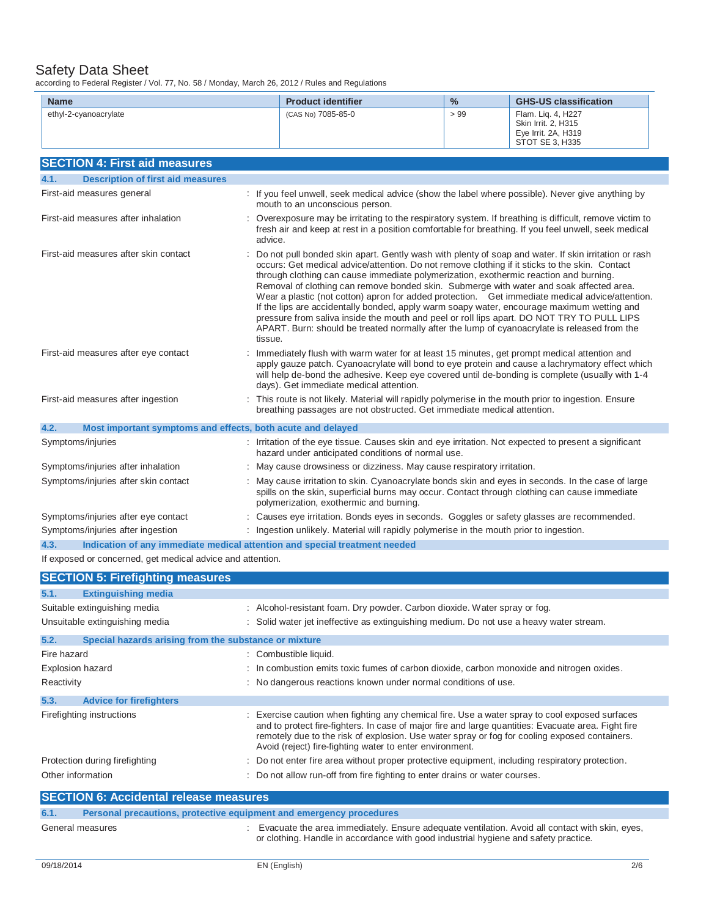# Safety Data Sheet

according to Federal Register / Vol. 77, No. 58 / Monday, March 26, 2012 / Rules and Regulations

| Name | Product identifier | % | GHS-US classification |
|---|---|---|---|
| ethyl-2-cyanoacrylate | (CAS No) 7085-85-0 | > 99 | Flam. Liq. 4, H227<br>Skin Irrit. 2, H315<br>Eye Irrit. 2A, H319<br>STOT SE 3, H335 |

## SECTION 4: First aid measures

### 4.1. Description of first aid measures

| | |
|---|---|
| First-aid measures general | : If you feel unwell, seek medical advice (show the label where possible). Never give anything by mouth to an unconscious person. |
| First-aid measures after inhalation | : Overexposure may be irritating to the respiratory system. If breathing is difficult, remove victim to fresh air and keep at rest in a position comfortable for breathing. If you feel unwell, seek medical advice. |
| First-aid measures after skin contact | : Do not pull bonded skin apart. Gently wash with plenty of soap and water. If skin irritation or rash occurs: Get medical advice/attention. Do not remove clothing if it sticks to the skin. Contact through clothing can cause immediate polymerization, exothermic reaction and burning. Removal of clothing can remove bonded skin. Submerge with water and soak affected area. Wear a plastic (not cotton) apron for added protection. Get immediate medical advice/attention. If the lips are accidentally bonded, apply warm soapy water, encourage maximum wetting and pressure from saliva inside the mouth and peel or roll lips apart. DO NOT TRY TO PULL LIPS APART. Burn: should be treated normally after the lump of cyanoacrylate is released from the tissue. |
| First-aid measures after eye contact | : Immediately flush with warm water for at least 15 minutes, get prompt medical attention and apply gauze patch. Cyanoacrylate will bond to eye protein and cause a lachrymatory effect which will help de-bond the adhesive. Keep eye covered until de-bonding is complete (usually with 1-4 days). Get immediate medical attention. |
| First-aid measures after ingestion | : This route is not likely. Material will rapidly polymerise in the mouth prior to ingestion. Ensure breathing passages are not obstructed. Get immediate medical attention. |

### 4.2. Most important symptoms and effects, both acute and delayed

| | |
|---|---|
| Symptoms/injuries | : Irritation of the eye tissue. Causes skin and eye irritation. Not expected to present a significant hazard under anticipated conditions of normal use. |
| Symptoms/injuries after inhalation | : May cause drowsiness or dizziness. May cause respiratory irritation. |
| Symptoms/injuries after skin contact | : May cause irritation to skin. Cyanoacrylate bonds skin and eyes in seconds. In the case of large spills on the skin, superficial burns may occur. Contact through clothing can cause immediate polymerization, exothermic and burning. |
| Symptoms/injuries after eye contact | : Causes eye irritation. Bonds eyes in seconds. Goggles or safety glasses are recommended. |
| Symptoms/injuries after ingestion | : Ingestion unlikely. Material will rapidly polymerise in the mouth prior to ingestion. |

### 4.3. Indication of any immediate medical attention and special treatment needed

If exposed or concerned, get medical advice and attention.

## SECTION 5: Firefighting measures

### 5.1. Extinguishing media

| | |
|---|---|
| Suitable extinguishing media | : Alcohol-resistant foam. Dry powder. Carbon dioxide. Water spray or fog. |
| Unsuitable extinguishing media | : Solid water jet ineffective as extinguishing medium. Do not use a heavy water stream. |

### 5.2. Special hazards arising from the substance or mixture

| | |
|---|---|
| Fire hazard | : Combustible liquid. |
| Explosion hazard | : In combustion emits toxic fumes of carbon dioxide, carbon monoxide and nitrogen oxides. |
| Reactivity | : No dangerous reactions known under normal conditions of use. |

### 5.3. Advice for firefighters

| | |
|---|---|
| Firefighting instructions | : Exercise caution when fighting any chemical fire. Use a water spray to cool exposed surfaces and to protect fire-fighters. In case of major fire and large quantities: Evacuate area. Fight fire remotely due to the risk of explosion. Use water spray or fog for cooling exposed containers. Avoid (reject) fire-fighting water to enter environment. |
| Protection during firefighting | : Do not enter fire area without proper protective equipment, including respiratory protection. |
| Other information | : Do not allow run-off from fire fighting to enter drains or water courses. |

## SECTION 6: Accidental release measures

### 6.1. Personal precautions, protective equipment and emergency procedures

| | |
|---|---|
| General measures | : Evacuate the area immediately. Ensure adequate ventilation. Avoid all contact with skin, eyes, or clothing. Handle in accordance with good industrial hygiene and safety practice. |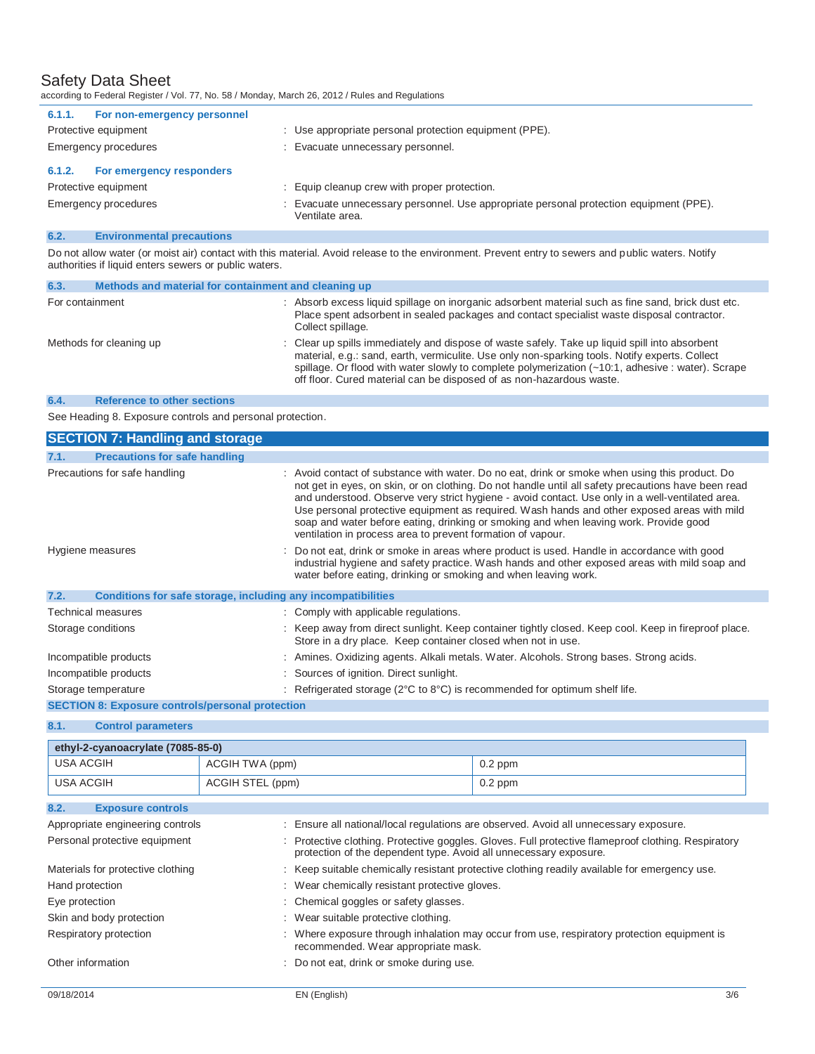#### 6.1.1. For non-emergency personnel

Protective equipment : Use appropriate personal protection equipment (PPE).

Emergency procedures : Evacuate unnecessary personnel.

#### 6.1.2. For emergency responders

Protective equipment : Equip cleanup crew with proper protection.

Emergency procedures : Evacuate unnecessary personnel. Use appropriate personal protection equipment (PPE). Ventilate area.

### 6.2. Environmental precautions

Do not allow water (or moist air) contact with this material. Avoid release to the environment. Prevent entry to sewers and public waters. Notify authorities if liquid enters sewers or public waters.

### 6.3. Methods and material for containment and cleaning up

For containment : Absorb excess liquid spillage on inorganic adsorbent material such as fine sand, brick dust etc. Place spent adsorbent in sealed packages and contact specialist waste disposal contractor. Collect spillage.

Methods for cleaning up : Clear up spills immediately and dispose of waste safely. Take up liquid spill into absorbent material, e.g.: sand, earth, vermiculite. Use only non-sparking tools. Notify experts. Collect spillage. Or flood with water slowly to complete polymerization (~10:1, adhesive : water). Scrape off floor. Cured material can be disposed of as non-hazardous waste.

### 6.4. Reference to other sections

See Heading 8. Exposure controls and personal protection.

## SECTION 7: Handling and storage

### 7.1. Precautions for safe handling

Precautions for safe handling : Avoid contact of substance with water. Do no eat, drink or smoke when using this product. Do not get in eyes, on skin, or on clothing. Do not handle until all safety precautions have been read and understood. Observe very strict hygiene - avoid contact. Use only in a well-ventilated area. Use personal protective equipment as required. Wash hands and other exposed areas with mild soap and water before eating, drinking or smoking and when leaving work. Provide good ventilation in process area to prevent formation of vapour.

Hygiene measures : Do not eat, drink or smoke in areas where product is used. Handle in accordance with good industrial hygiene and safety practice. Wash hands and other exposed areas with mild soap and water before eating, drinking or smoking and when leaving work.

### 7.2. Conditions for safe storage, including any incompatibilities

Technical measures : Comply with applicable regulations.

Storage conditions : Keep away from direct sunlight. Keep container tightly closed. Keep cool. Keep in fireproof place. Store in a dry place. Keep container closed when not in use.

Incompatible products : Amines. Oxidizing agents. Alkali metals. Water. Alcohols. Strong bases. Strong acids.

Incompatible products : Sources of ignition. Direct sunlight.

Storage temperature : Refrigerated storage (2°C to 8°C) is recommended for optimum shelf life.

## SECTION 8: Exposure controls/personal protection

### 8.1. Control parameters

| ethyl-2-cyanoacrylate (7085-85-0) | | |
|---|---|---|
| USA ACGIH | ACGIH TWA (ppm) | 0.2 ppm |
| USA ACGIH | ACGIH STEL (ppm) | 0.2 ppm |

### 8.2. Exposure controls

Appropriate engineering controls : Ensure all national/local regulations are observed. Avoid all unnecessary exposure.

Personal protective equipment : Protective clothing. Protective goggles. Gloves. Full protective flameproof clothing. Respiratory protection of the dependent type. Avoid all unnecessary exposure.

Materials for protective clothing : Keep suitable chemically resistant protective clothing readily available for emergency use.

Hand protection : Wear chemically resistant protective gloves.

Eye protection : Chemical goggles or safety glasses.

Skin and body protection : Wear suitable protective clothing.

Respiratory protection : Where exposure through inhalation may occur from use, respiratory protection equipment is recommended. Wear appropriate mask.

Other information : Do not eat, drink or smoke during use.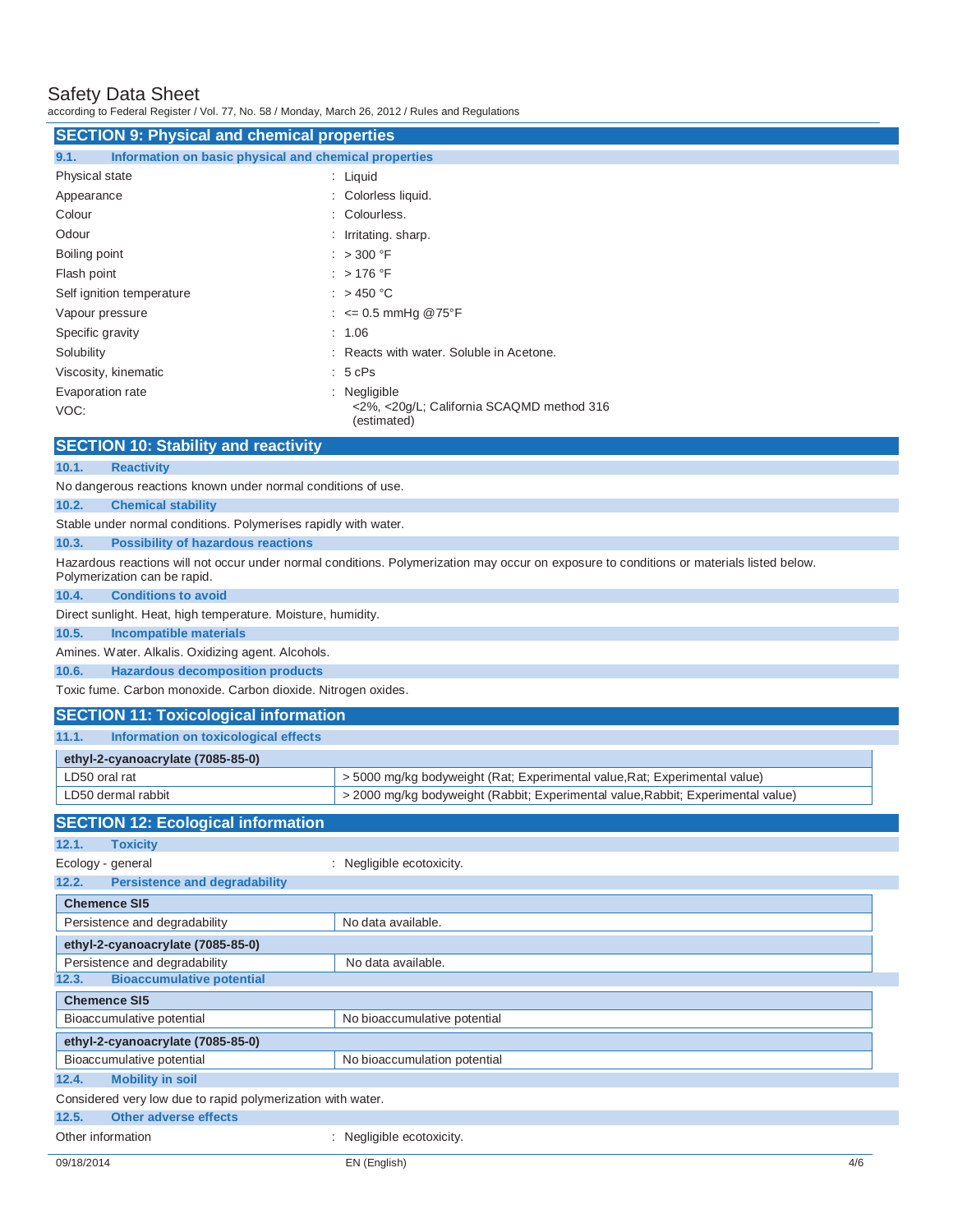## SECTION 9: Physical and chemical properties

### 9.1. Information on basic physical and chemical properties

| | |
|---|---|
| Physical state | : Liquid |
| Appearance | : Colorless liquid. |
| Colour | : Colourless. |
| Odour | : Irritating. sharp. |
| Boiling point | : > 300 °F |
| Flash point | : > 176 °F |
| Self ignition temperature | : > 450 °C |
| Vapour pressure | : <= 0.5 mmHg @75°F |
| Specific gravity | : 1.06 |
| Solubility | : Reacts with water. Soluble in Acetone. |
| Viscosity, kinematic | : 5 cPs |
| Evaporation rate | : Negligible |
| VOC: | <2%, <20g/L; California SCAQMD method 316 (estimated) |

## SECTION 10: Stability and reactivity

### 10.1. Reactivity

No dangerous reactions known under normal conditions of use.

### 10.2. Chemical stability

Stable under normal conditions. Polymerises rapidly with water.

### 10.3. Possibility of hazardous reactions

Hazardous reactions will not occur under normal conditions. Polymerization may occur on exposure to conditions or materials listed below. Polymerization can be rapid.

### 10.4. Conditions to avoid

Direct sunlight. Heat, high temperature. Moisture, humidity.

### 10.5. Incompatible materials

Amines. Water. Alkalis. Oxidizing agent. Alcohols.

### 10.6. Hazardous decomposition products

Toxic fume. Carbon monoxide. Carbon dioxide. Nitrogen oxides.

## SECTION 11: Toxicological information

### 11.1. Information on toxicological effects

| ethyl-2-cyanoacrylate (7085-85-0) | |
|---|---|
| LD50 oral rat | > 5000 mg/kg bodyweight (Rat; Experimental value,Rat; Experimental value) |
| LD50 dermal rabbit | > 2000 mg/kg bodyweight (Rabbit; Experimental value,Rabbit; Experimental value) |

## SECTION 12: Ecological information

### 12.1. Toxicity

Ecology - general : Negligible ecotoxicity.

### 12.2. Persistence and degradability

| Chemence SI5 | |
|---|---|
| Persistence and degradability | No data available. |

| ethyl-2-cyanoacrylate (7085-85-0) | |
|---|---|
| Persistence and degradability | No data available. |

### 12.3. Bioaccumulative potential

| Chemence SI5 | |
|---|---|
| Bioaccumulative potential | No bioaccumulative potential |

| ethyl-2-cyanoacrylate (7085-85-0) | |
|---|---|
| Bioaccumulative potential | No bioaccumulation potential |

### 12.4. Mobility in soil

Considered very low due to rapid polymerization with water.

### 12.5. Other adverse effects

Other information : Negligible ecotoxicity.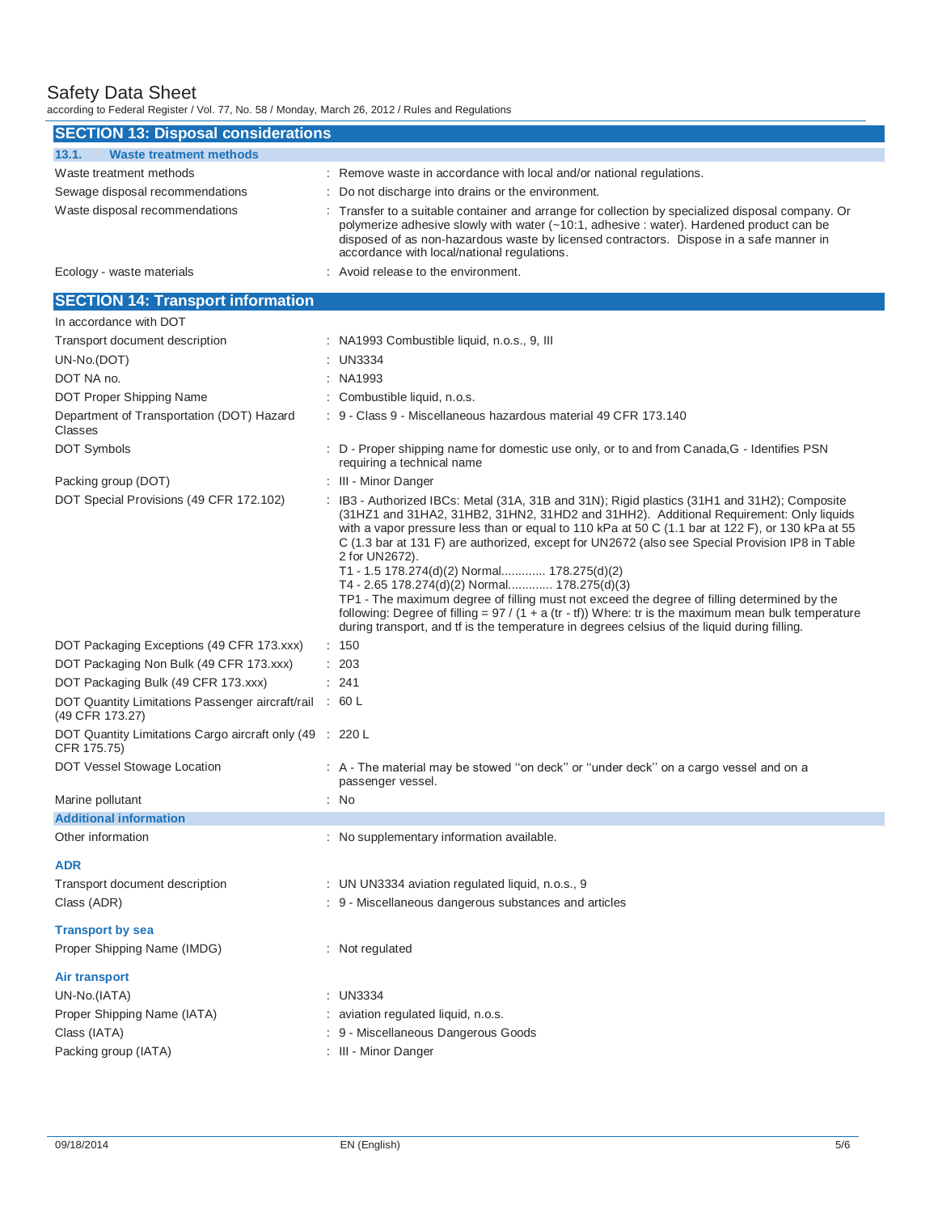## SECTION 13: Disposal considerations

### 13.1. Waste treatment methods

| | |
|---|---|
| Waste treatment methods | : Remove waste in accordance with local and/or national regulations. |
| Sewage disposal recommendations | : Do not discharge into drains or the environment. |
| Waste disposal recommendations | : Transfer to a suitable container and arrange for collection by specialized disposal company. Or polymerize adhesive slowly with water (~10:1, adhesive : water). Hardened product can be disposed of as non-hazardous waste by licensed contractors. Dispose in a safe manner in accordance with local/national regulations. |
| Ecology - waste materials | : Avoid release to the environment. |

## SECTION 14: Transport information

In accordance with DOT

| | |
|---|---|
| Transport document description | : NA1993 Combustible liquid, n.o.s., 9, III |
| UN-No.(DOT) | : UN3334 |
| DOT NA no. | : NA1993 |
| DOT Proper Shipping Name | : Combustible liquid, n.o.s. |
| Department of Transportation (DOT) Hazard Classes | : 9 - Class 9 - Miscellaneous hazardous material 49 CFR 173.140 |
| DOT Symbols | : D - Proper shipping name for domestic use only, or to and from Canada,G - Identifies PSN requiring a technical name |
| Packing group (DOT) | : III - Minor Danger |
| DOT Special Provisions (49 CFR 172.102) | : IB3 - Authorized IBCs: Metal (31A, 31B and 31N); Rigid plastics (31H1 and 31H2); Composite (31HZ1 and 31HA2, 31HB2, 31HN2, 31HD2 and 31HH2). Additional Requirement: Only liquids with a vapor pressure less than or equal to 110 kPa at 50 C (1.1 bar at 122 F), or 130 kPa at 55 C (1.3 bar at 131 F) are authorized, except for UN2672 (also see Special Provision IP8 in Table 2 for UN2672).<br>T1 - 1.5 178.274(d)(2) Normal............ 178.275(d)(2)<br>T4 - 2.65 178.274(d)(2) Normal............ 178.275(d)(3)<br>TP1 - The maximum degree of filling must not exceed the degree of filling determined by the following: Degree of filling = 97 / (1 + a (tr - tf)) Where: tr is the maximum mean bulk temperature during transport, and tf is the temperature in degrees celsius of the liquid during filling. |
| DOT Packaging Exceptions (49 CFR 173.xxx) | : 150 |
| DOT Packaging Non Bulk (49 CFR 173.xxx) | : 203 |
| DOT Packaging Bulk (49 CFR 173.xxx) | : 241 |
| DOT Quantity Limitations Passenger aircraft/rail (49 CFR 173.27) | : 60 L |
| DOT Quantity Limitations Cargo aircraft only (49 CFR 175.75) | : 220 L |
| DOT Vessel Stowage Location | : A - The material may be stowed "on deck" or "under deck" on a cargo vessel and on a passenger vessel. |
| Marine pollutant | : No |

### Additional information

| | |
|---|---|
| Other information | : No supplementary information available. |

**ADR**

| | |
|---|---|
| Transport document description | : UN UN3334 aviation regulated liquid, n.o.s., 9 |
| Class (ADR) | : 9 - Miscellaneous dangerous substances and articles |

**Transport by sea**

| | |
|---|---|
| Proper Shipping Name (IMDG) | : Not regulated |

**Air transport**

| | |
|---|---|
| UN-No.(IATA) | : UN3334 |
| Proper Shipping Name (IATA) | : aviation regulated liquid, n.o.s. |
| Class (IATA) | : 9 - Miscellaneous Dangerous Goods |
| Packing group (IATA) | : III - Minor Danger |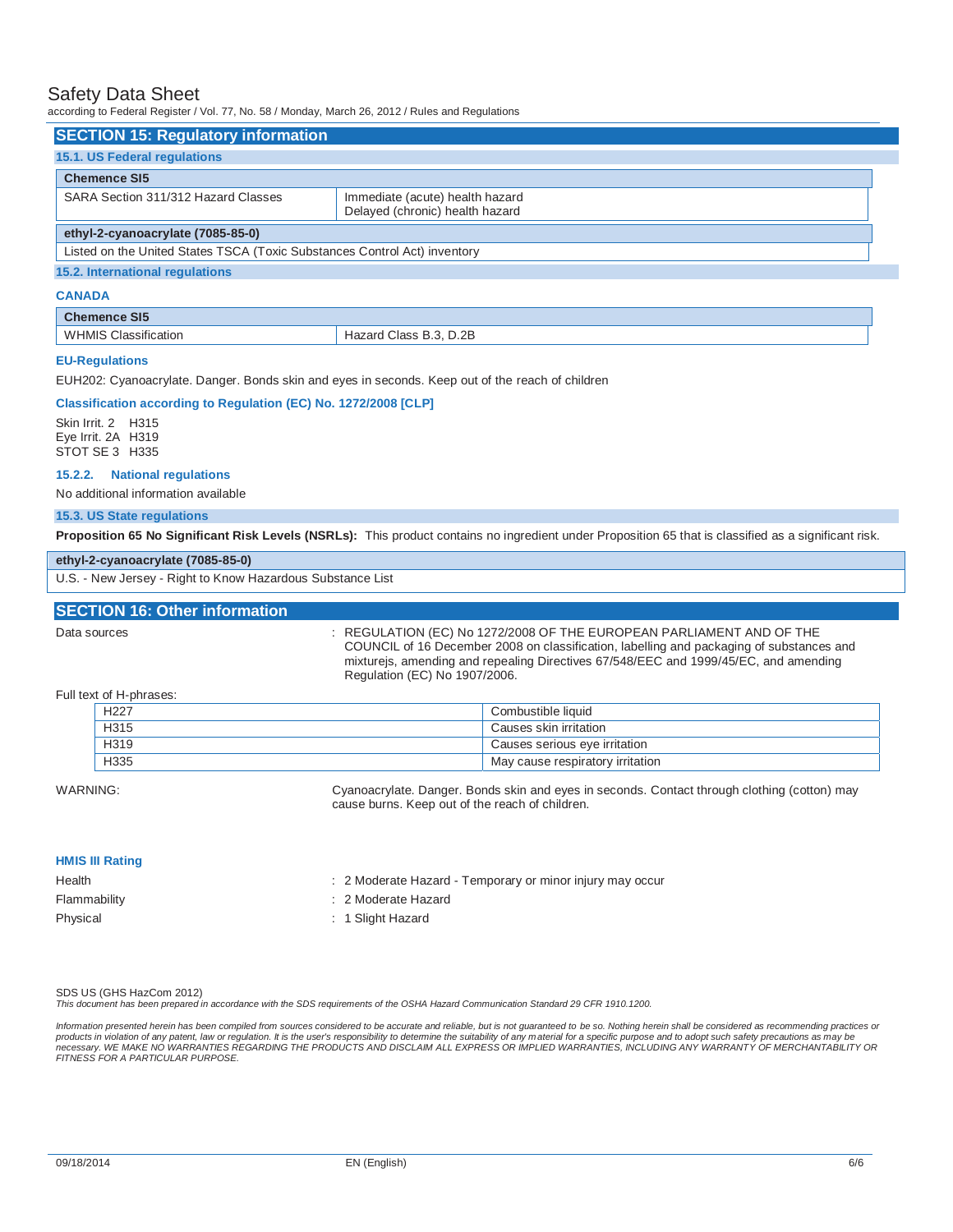## SECTION 15: Regulatory information

### 15.1. US Federal regulations

| Chemence SI5 | |
|---|---|
| SARA Section 311/312 Hazard Classes | Immediate (acute) health hazard<br>Delayed (chronic) health hazard |

| ethyl-2-cyanoacrylate (7085-85-0) |
|---|
| Listed on the United States TSCA (Toxic Substances Control Act) inventory |

### 15.2. International regulations

**CANADA**

| Chemence SI5 | |
|---|---|
| WHMIS Classification | Hazard Class B.3, D.2B |

**EU-Regulations**

EUH202: Cyanoacrylate. Danger. Bonds skin and eyes in seconds. Keep out of the reach of children

**Classification according to Regulation (EC) No. 1272/2008 [CLP]**

Skin Irrit. 2 H315
Eye Irrit. 2A H319
STOT SE 3 H335

#### 15.2.2. National regulations

No additional information available

### 15.3. US State regulations

**Proposition 65 No Significant Risk Levels (NSRLs):** This product contains no ingredient under Proposition 65 that is classified as a significant risk.

| ethyl-2-cyanoacrylate (7085-85-0) |
|---|
| U.S. - New Jersey - Right to Know Hazardous Substance List |

## SECTION 16: Other information

Data sources : REGULATION (EC) No 1272/2008 OF THE EUROPEAN PARLIAMENT AND OF THE COUNCIL of 16 December 2008 on classification, labelling and packaging of substances and mixturejs, amending and repealing Directives 67/548/EEC and 1999/45/EC, and amending Regulation (EC) No 1907/2006.

Full text of H-phrases:

| | |
|---|---|
| H227 | Combustible liquid |
| H315 | Causes skin irritation |
| H319 | Causes serious eye irritation |
| H335 | May cause respiratory irritation |

WARNING: Cyanoacrylate. Danger. Bonds skin and eyes in seconds. Contact through clothing (cotton) may cause burns. Keep out of the reach of children.

**HMIS III Rating**

Health : 2 Moderate Hazard - Temporary or minor injury may occur

Flammability : 2 Moderate Hazard

Physical : 1 Slight Hazard

SDS US (GHS HazCom 2012)

*This document has been prepared in accordance with the SDS requirements of the OSHA Hazard Communication Standard 29 CFR 1910.1200.*

*Information presented herein has been compiled from sources considered to be accurate and reliable, but is not guaranteed to be so. Nothing herein shall be considered as recommending practices or products in violation of any patent, law or regulation. It is the user's responsibility to determine the suitability of any material for a specific purpose and to adopt such safety precautions as may be necessary. WE MAKE NO WARRANTIES REGARDING THE PRODUCTS AND DISCLAIM ALL EXPRESS OR IMPLIED WARRANTIES, INCLUDING ANY WARRANTY OF MERCHANTABILITY OR FITNESS FOR A PARTICULAR PURPOSE.*